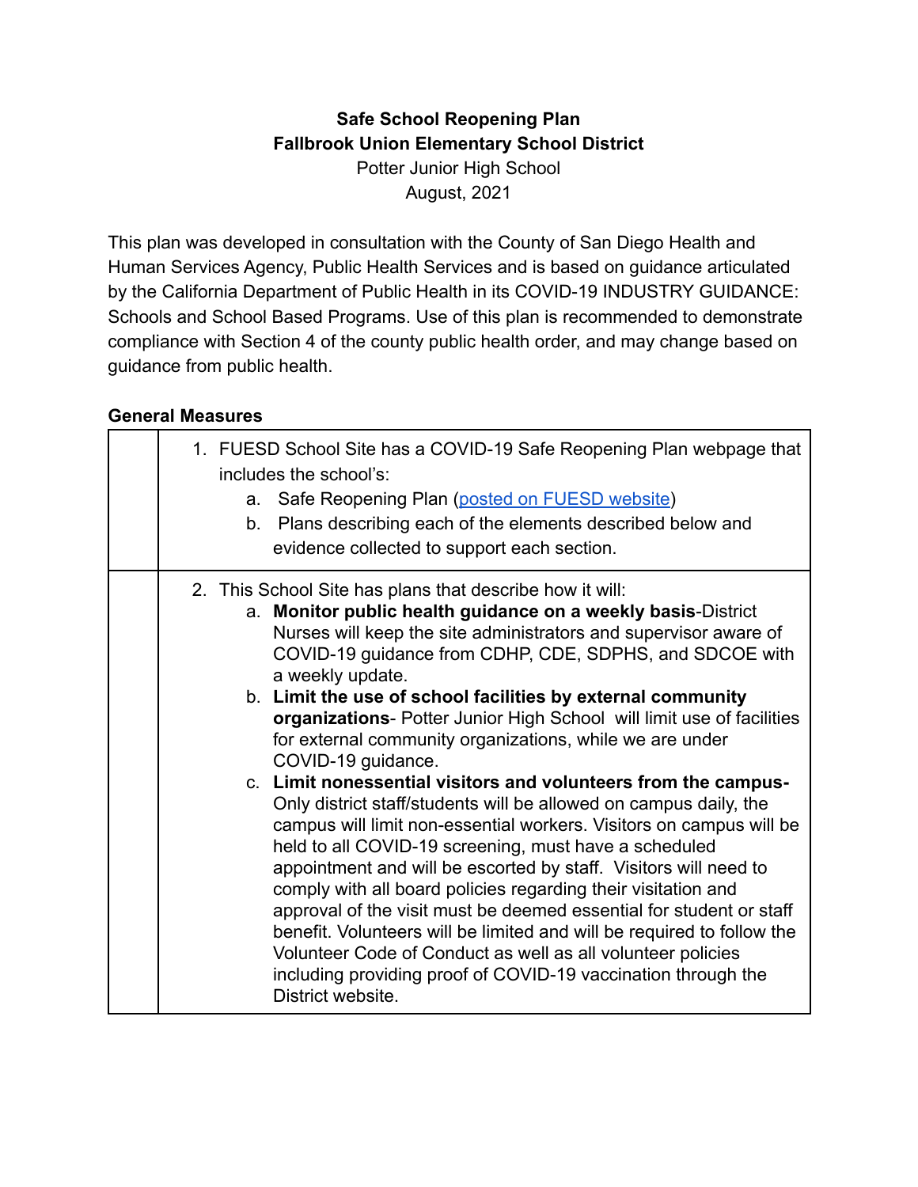**Safe School Reopening Plan**
**Fallbrook Union Elementary School District**
Potter Junior High School
August, 2021

This plan was developed in consultation with the County of San Diego Health and Human Services Agency, Public Health Services and is based on guidance articulated by the California Department of Public Health in its COVID-19 INDUSTRY GUIDANCE: Schools and School Based Programs. Use of this plan is recommended to demonstrate compliance with Section 4 of the county public health order, and may change based on guidance from public health.

## General Measures

| | |
|---|---|
| | 1. FUESD School Site has a COVID-19 Safe Reopening Plan webpage that includes the school's:<br>a. Safe Reopening Plan (posted on FUESD website)<br>b. Plans describing each of the elements described below and evidence collected to support each section. |
| | 2. This School Site has plans that describe how it will:<br>a. **Monitor public health guidance on a weekly basis**-District Nurses will keep the site administrators and supervisor aware of COVID-19 guidance from CDHP, CDE, SDPHS, and SDCOE with a weekly update.<br>b. **Limit the use of school facilities by external community organizations**- Potter Junior High School will limit use of facilities for external community organizations, while we are under COVID-19 guidance.<br>c. **Limit nonessential visitors and volunteers from the campus-** Only district staff/students will be allowed on campus daily, the campus will limit non-essential workers. Visitors on campus will be held to all COVID-19 screening, must have a scheduled appointment and will be escorted by staff. Visitors will need to comply with all board policies regarding their visitation and approval of the visit must be deemed essential for student or staff benefit. Volunteers will be limited and will be required to follow the Volunteer Code of Conduct as well as all volunteer policies including providing proof of COVID-19 vaccination through the District website. |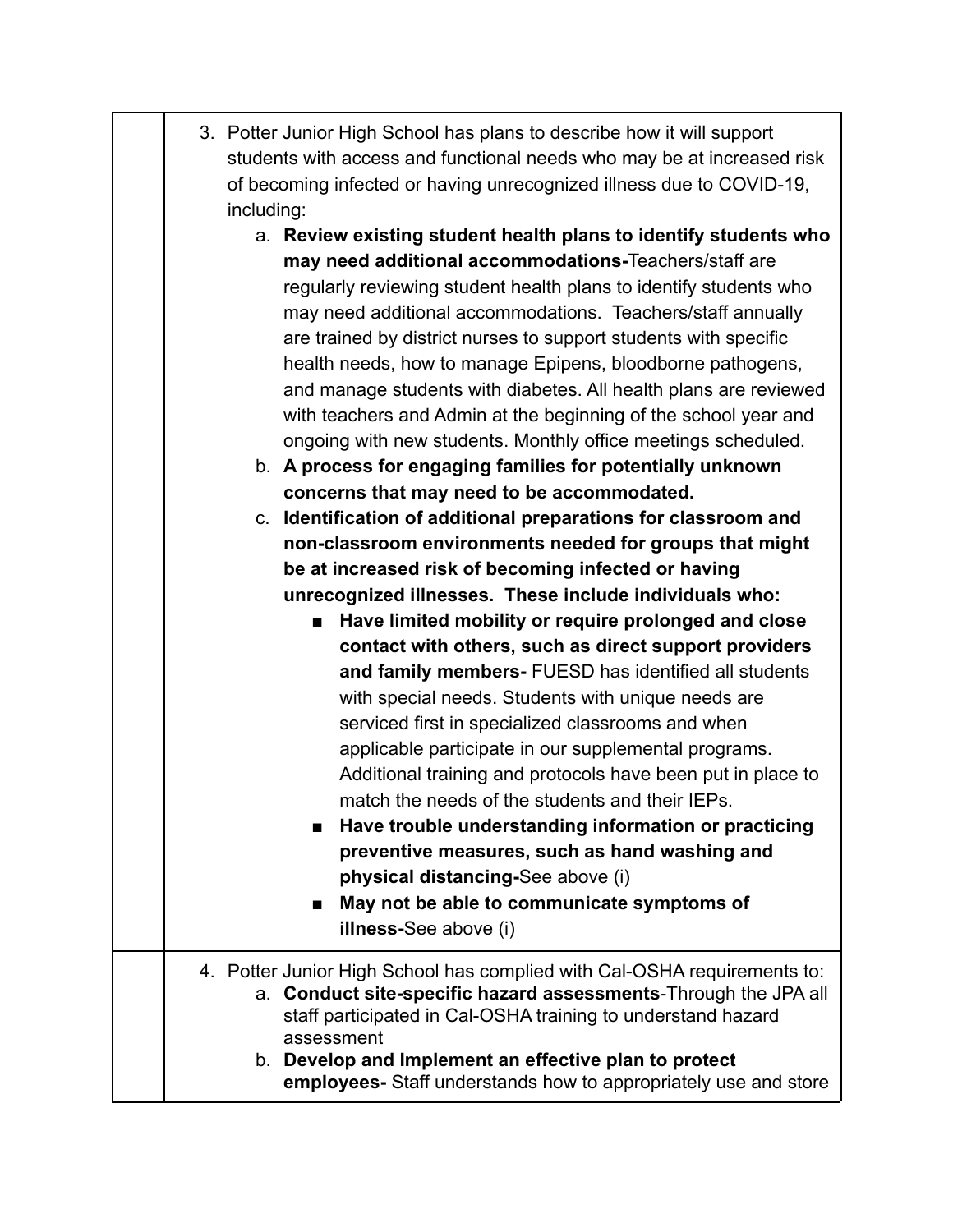| | |
|---|---|
| | 3. Potter Junior High School has plans to describe how it will support students with access and functional needs who may be at increased risk of becoming infected or having unrecognized illness due to COVID-19, including:<br>a. **Review existing student health plans to identify students who may need additional accommodations-**Teachers/staff are regularly reviewing student health plans to identify students who may need additional accommodations. Teachers/staff annually are trained by district nurses to support students with specific health needs, how to manage Epipens, bloodborne pathogens, and manage students with diabetes. All health plans are reviewed with teachers and Admin at the beginning of the school year and ongoing with new students. Monthly office meetings scheduled.<br>b. **A process for engaging families for potentially unknown concerns that may need to be accommodated.**<br>c. **Identification of additional preparations for classroom and non-classroom environments needed for groups that might be at increased risk of becoming infected or having unrecognized illnesses. These include individuals who:**<br>■ **Have limited mobility or require prolonged and close contact with others, such as direct support providers and family members-** FUESD has identified all students with special needs. Students with unique needs are serviced first in specialized classrooms and when applicable participate in our supplemental programs. Additional training and protocols have been put in place to match the needs of the students and their IEPs.<br>■ **Have trouble understanding information or practicing preventive measures, such as hand washing and physical distancing-**See above (i)<br>■ **May not be able to communicate symptoms of illness-**See above (i) |
| | 4. Potter Junior High School has complied with Cal-OSHA requirements to:<br>a. **Conduct site-specific hazard assessments**-Through the JPA all staff participated in Cal-OSHA training to understand hazard assessment<br>b. **Develop and Implement an effective plan to protect employees-** Staff understands how to appropriately use and store |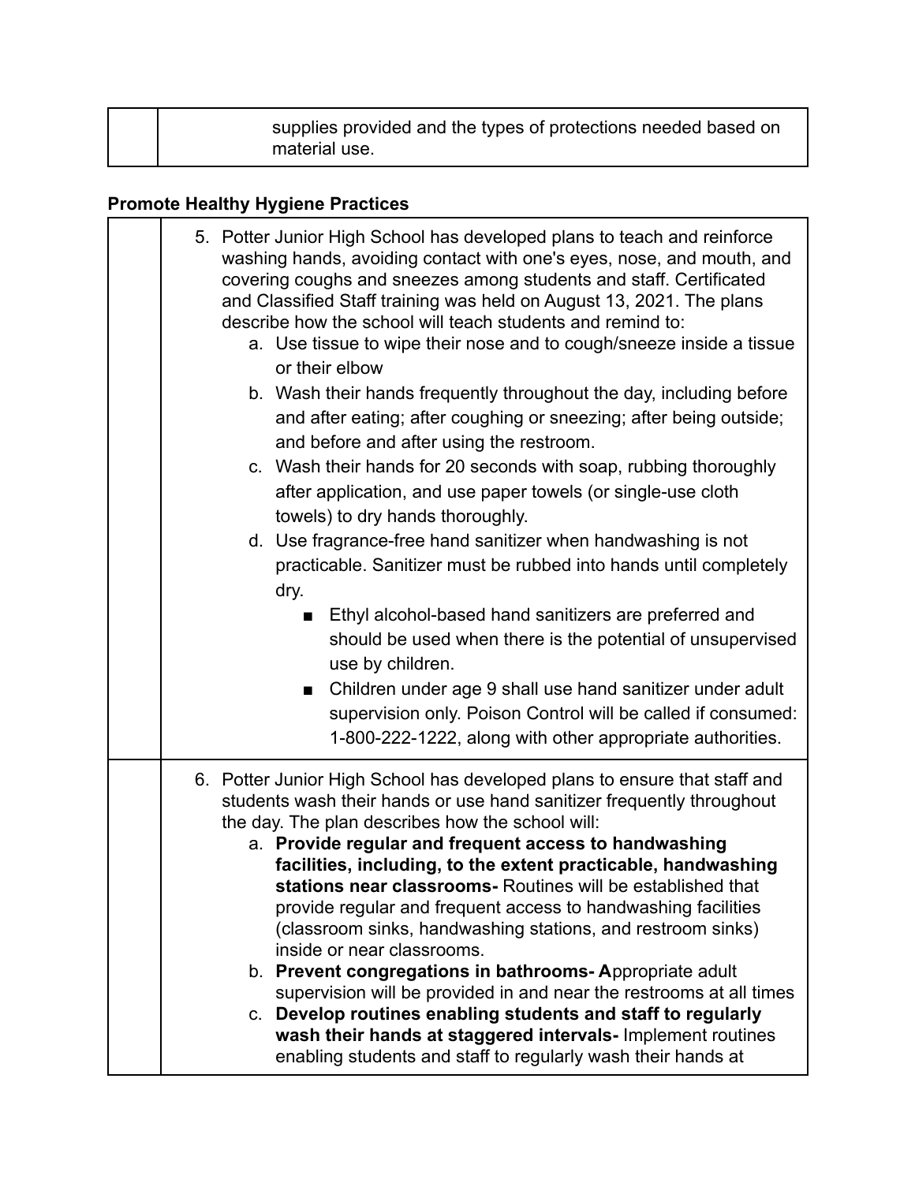| | |
|---|---|
| | supplies provided and the types of protections needed based on material use. |

### Promote Healthy Hygiene Practices

| | |
|---|---|
| | 5. Potter Junior High School has developed plans to teach and reinforce washing hands, avoiding contact with one's eyes, nose, and mouth, and covering coughs and sneezes among students and staff. Certificated and Classified Staff training was held on August 13, 2021. The plans describe how the school will teach students and remind to:<br>a. Use tissue to wipe their nose and to cough/sneeze inside a tissue or their elbow<br>b. Wash their hands frequently throughout the day, including before and after eating; after coughing or sneezing; after being outside; and before and after using the restroom.<br>c. Wash their hands for 20 seconds with soap, rubbing thoroughly after application, and use paper towels (or single-use cloth towels) to dry hands thoroughly.<br>d. Use fragrance-free hand sanitizer when handwashing is not practicable. Sanitizer must be rubbed into hands until completely dry.<br>■ Ethyl alcohol-based hand sanitizers are preferred and should be used when there is the potential of unsupervised use by children.<br>■ Children under age 9 shall use hand sanitizer under adult supervision only. Poison Control will be called if consumed: 1-800-222-1222, along with other appropriate authorities. |
| | 6. Potter Junior High School has developed plans to ensure that staff and students wash their hands or use hand sanitizer frequently throughout the day. The plan describes how the school will:<br>a. **Provide regular and frequent access to handwashing facilities, including, to the extent practicable, handwashing stations near classrooms-** Routines will be established that provide regular and frequent access to handwashing facilities (classroom sinks, handwashing stations, and restroom sinks) inside or near classrooms.<br>b. **Prevent congregations in bathrooms- A**ppropriate adult supervision will be provided in and near the restrooms at all times<br>c. **Develop routines enabling students and staff to regularly wash their hands at staggered intervals-** Implement routines enabling students and staff to regularly wash their hands at |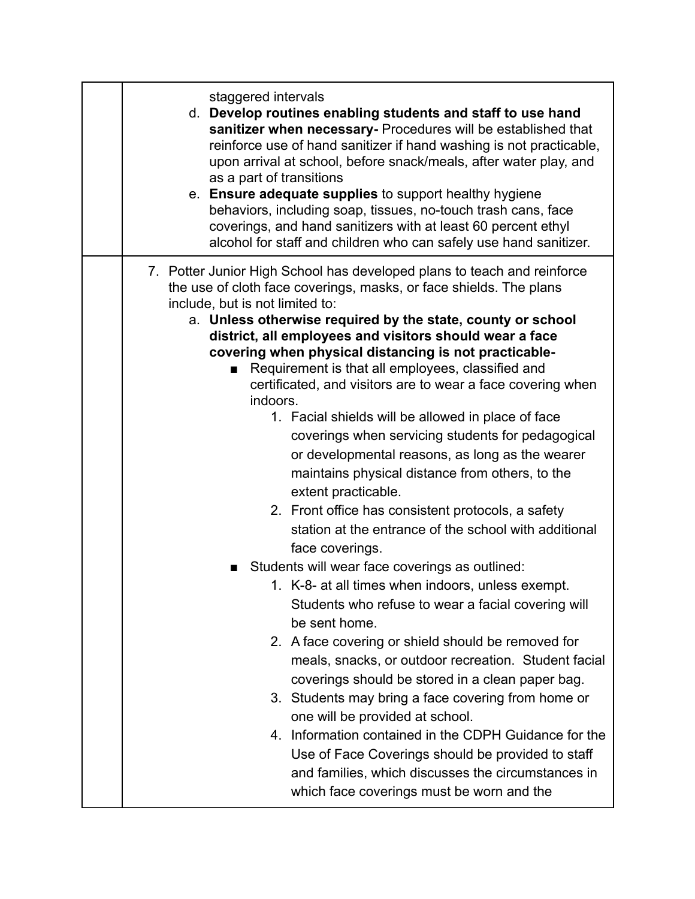| | |
|---|---|
| | staggered intervals<br>d. **Develop routines enabling students and staff to use hand sanitizer when necessary-** Procedures will be established that reinforce use of hand sanitizer if hand washing is not practicable, upon arrival at school, before snack/meals, after water play, and as a part of transitions<br>e. **Ensure adequate supplies** to support healthy hygiene behaviors, including soap, tissues, no-touch trash cans, face coverings, and hand sanitizers with at least 60 percent ethyl alcohol for staff and children who can safely use hand sanitizer. |
| | 7. Potter Junior High School has developed plans to teach and reinforce the use of cloth face coverings, masks, or face shields. The plans include, but is not limited to:<br>a. **Unless otherwise required by the state, county or school district, all employees and visitors should wear a face covering when physical distancing is not practicable-**<br>■ Requirement is that all employees, classified and certificated, and visitors are to wear a face covering when indoors.<br>1. Facial shields will be allowed in place of face coverings when servicing students for pedagogical or developmental reasons, as long as the wearer maintains physical distance from others, to the extent practicable.<br>2. Front office has consistent protocols, a safety station at the entrance of the school with additional face coverings.<br>■ Students will wear face coverings as outlined:<br>1. K-8- at all times when indoors, unless exempt. Students who refuse to wear a facial covering will be sent home.<br>2. A face covering or shield should be removed for meals, snacks, or outdoor recreation. Student facial coverings should be stored in a clean paper bag.<br>3. Students may bring a face covering from home or one will be provided at school.<br>4. Information contained in the CDPH Guidance for the Use of Face Coverings should be provided to staff and families, which discusses the circumstances in which face coverings must be worn and the |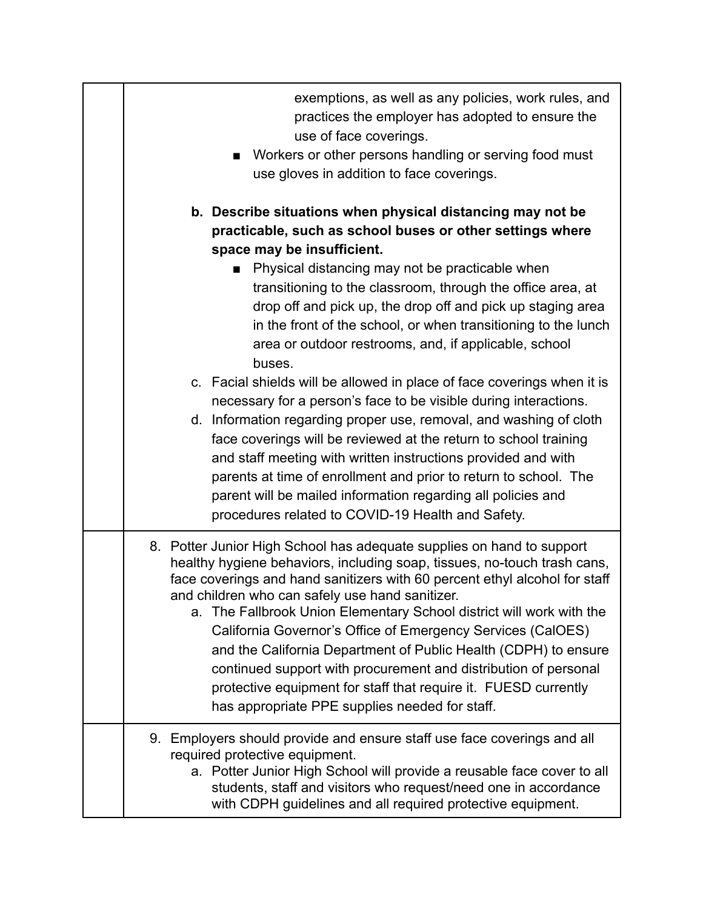| | |
|---|---|
| | exemptions, as well as any policies, work rules, and practices the employer has adopted to ensure the use of face coverings.<br>■ Workers or other persons handling or serving food must use gloves in addition to face coverings.<br><br>**b. Describe situations when physical distancing may not be practicable, such as school buses or other settings where space may be insufficient.**<br>■ Physical distancing may not be practicable when transitioning to the classroom, through the office area, at drop off and pick up, the drop off and pick up staging area in the front of the school, or when transitioning to the lunch area or outdoor restrooms, and, if applicable, school buses.<br>c. Facial shields will be allowed in place of face coverings when it is necessary for a person's face to be visible during interactions.<br>d. Information regarding proper use, removal, and washing of cloth face coverings will be reviewed at the return to school training and staff meeting with written instructions provided and with parents at time of enrollment and prior to return to school. The parent will be mailed information regarding all policies and procedures related to COVID-19 Health and Safety. |
| | 8. Potter Junior High School has adequate supplies on hand to support healthy hygiene behaviors, including soap, tissues, no-touch trash cans, face coverings and hand sanitizers with 60 percent ethyl alcohol for staff and children who can safely use hand sanitizer.<br>a. The Fallbrook Union Elementary School district will work with the California Governor's Office of Emergency Services (CalOES) and the California Department of Public Health (CDPH) to ensure continued support with procurement and distribution of personal protective equipment for staff that require it. FUESD currently has appropriate PPE supplies needed for staff. |
| | 9. Employers should provide and ensure staff use face coverings and all required protective equipment.<br>a. Potter Junior High School will provide a reusable face cover to all students, staff and visitors who request/need one in accordance with CDPH guidelines and all required protective equipment. |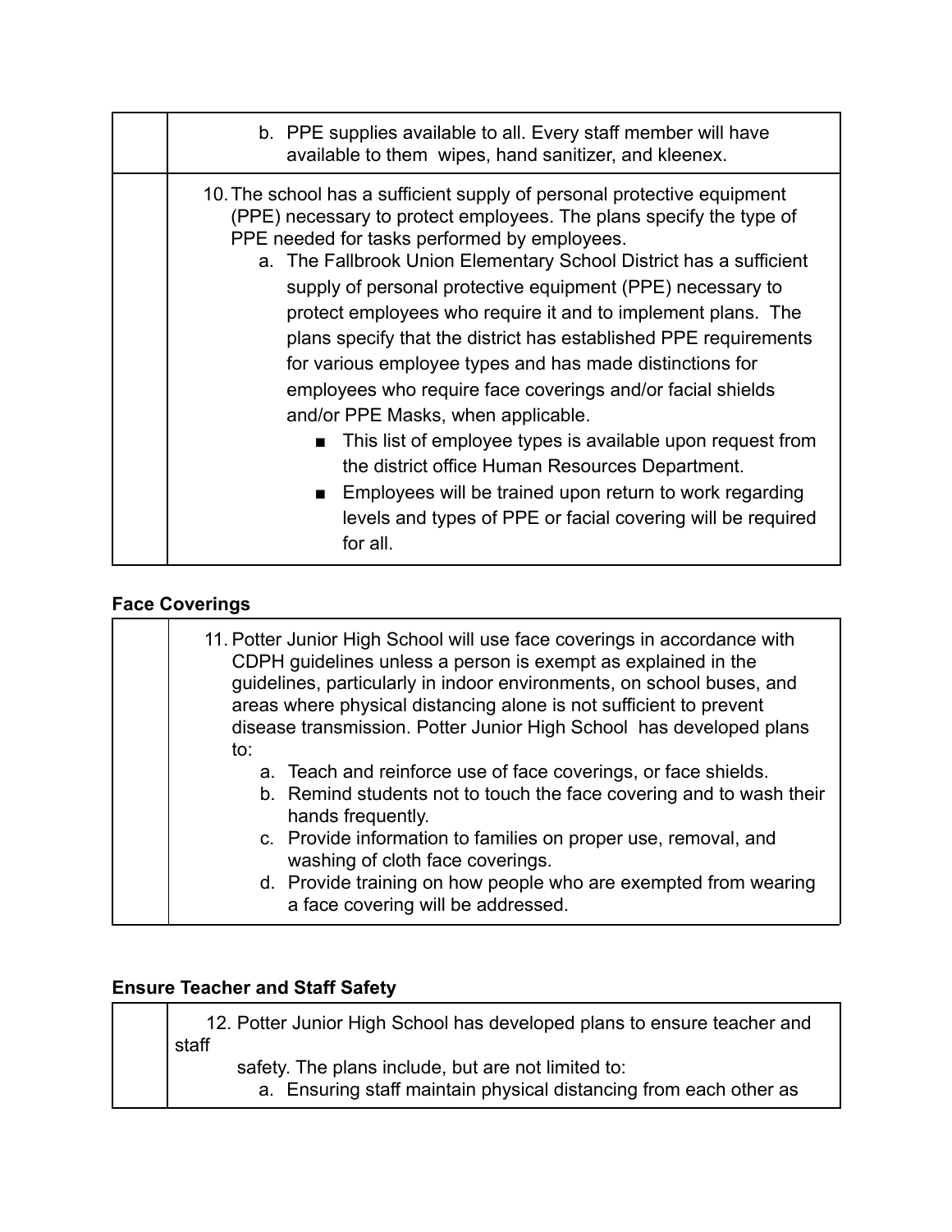| | |
|---|---|
| | b. PPE supplies available to all. Every staff member will have available to them wipes, hand sanitizer, and kleenex. |
| | 10. The school has a sufficient supply of personal protective equipment (PPE) necessary to protect employees. The plans specify the type of PPE needed for tasks performed by employees.<br>a. The Fallbrook Union Elementary School District has a sufficient supply of personal protective equipment (PPE) necessary to protect employees who require it and to implement plans. The plans specify that the district has established PPE requirements for various employee types and has made distinctions for employees who require face coverings and/or facial shields and/or PPE Masks, when applicable.<br>■ This list of employee types is available upon request from the district office Human Resources Department.<br>■ Employees will be trained upon return to work regarding levels and types of PPE or facial covering will be required for all. |

**Face Coverings**

| | |
|---|---|
| | 11. Potter Junior High School will use face coverings in accordance with CDPH guidelines unless a person is exempt as explained in the guidelines, particularly in indoor environments, on school buses, and areas where physical distancing alone is not sufficient to prevent disease transmission. Potter Junior High School has developed plans to:<br>a. Teach and reinforce use of face coverings, or face shields.<br>b. Remind students not to touch the face covering and to wash their hands frequently.<br>c. Provide information to families on proper use, removal, and washing of cloth face coverings.<br>d. Provide training on how people who are exempted from wearing a face covering will be addressed. |

**Ensure Teacher and Staff Safety**

| | |
|---|---|
| | 12. Potter Junior High School has developed plans to ensure teacher and staff safety. The plans include, but are not limited to:<br>a. Ensuring staff maintain physical distancing from each other as |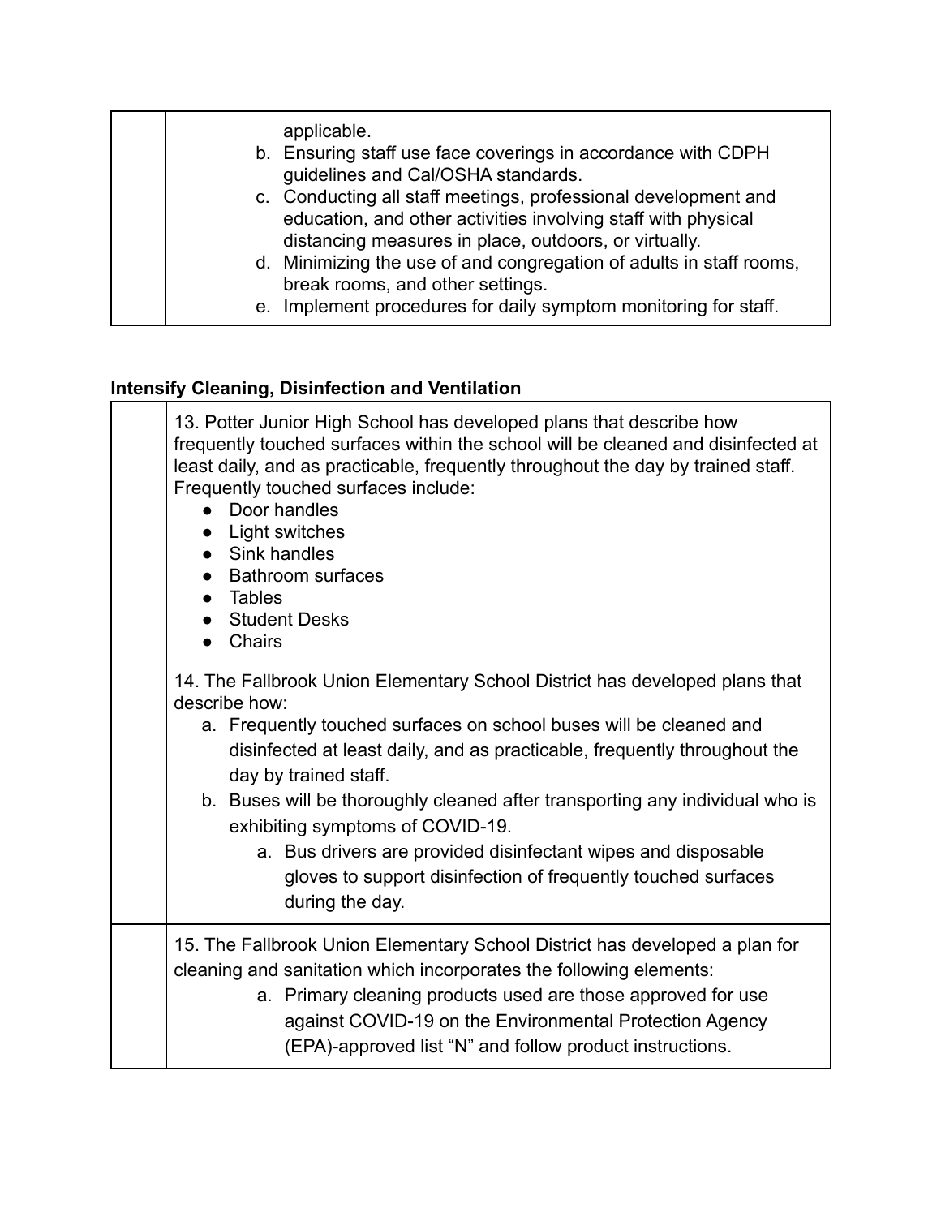| | applicable.<br>b. Ensuring staff use face coverings in accordance with CDPH guidelines and Cal/OSHA standards.<br>c. Conducting all staff meetings, professional development and education, and other activities involving staff with physical distancing measures in place, outdoors, or virtually.<br>d. Minimizing the use of and congregation of adults in staff rooms, break rooms, and other settings.<br>e. Implement procedures for daily symptom monitoring for staff. |
|---|---|

**Intensify Cleaning, Disinfection and Ventilation**

| | |
|---|---|
| | 13. Potter Junior High School has developed plans that describe how frequently touched surfaces within the school will be cleaned and disinfected at least daily, and as practicable, frequently throughout the day by trained staff. Frequently touched surfaces include:<br>• Door handles<br>• Light switches<br>• Sink handles<br>• Bathroom surfaces<br>• Tables<br>• Student Desks<br>• Chairs |
| | 14. The Fallbrook Union Elementary School District has developed plans that describe how:<br>a. Frequently touched surfaces on school buses will be cleaned and disinfected at least daily, and as practicable, frequently throughout the day by trained staff.<br>b. Buses will be thoroughly cleaned after transporting any individual who is exhibiting symptoms of COVID-19.<br>a. Bus drivers are provided disinfectant wipes and disposable gloves to support disinfection of frequently touched surfaces during the day. |
| | 15. The Fallbrook Union Elementary School District has developed a plan for cleaning and sanitation which incorporates the following elements:<br>a. Primary cleaning products used are those approved for use against COVID-19 on the Environmental Protection Agency (EPA)-approved list "N" and follow product instructions. |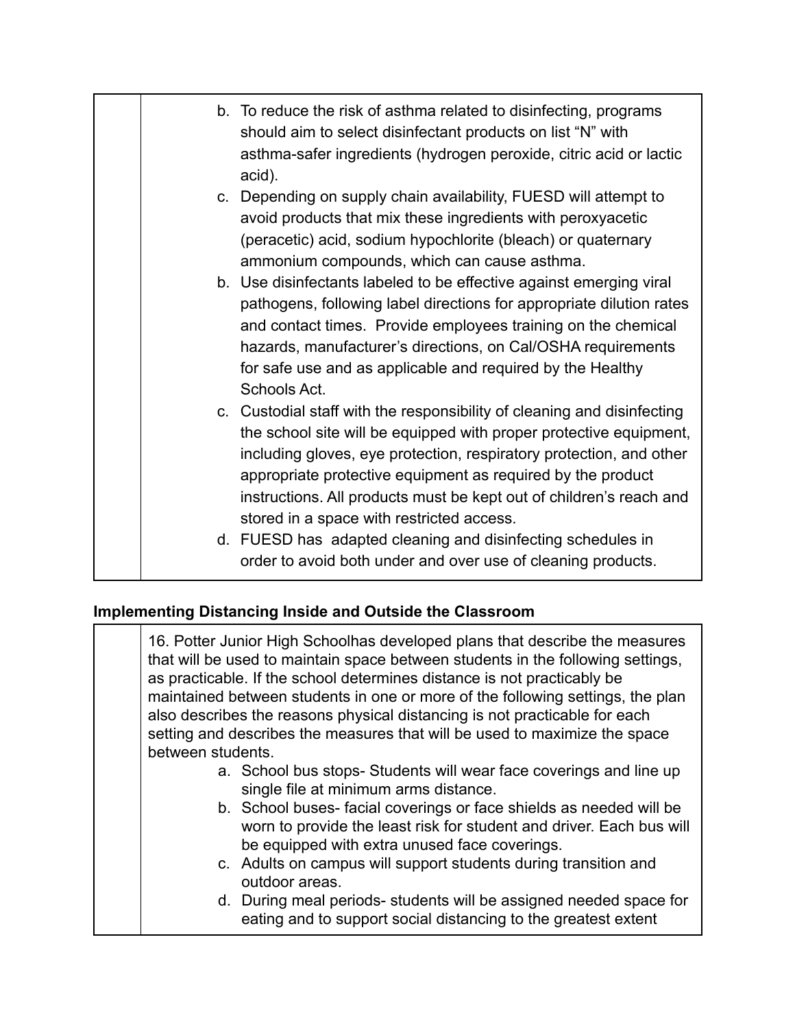| | b. To reduce the risk of asthma related to disinfecting, programs should aim to select disinfectant products on list "N" with asthma-safer ingredients (hydrogen peroxide, citric acid or lactic acid).<br>c. Depending on supply chain availability, FUESD will attempt to avoid products that mix these ingredients with peroxyacetic (peracetic) acid, sodium hypochlorite (bleach) or quaternary ammonium compounds, which can cause asthma.<br>b. Use disinfectants labeled to be effective against emerging viral pathogens, following label directions for appropriate dilution rates and contact times. Provide employees training on the chemical hazards, manufacturer's directions, on Cal/OSHA requirements for safe use and as applicable and required by the Healthy Schools Act.<br>c. Custodial staff with the responsibility of cleaning and disinfecting the school site will be equipped with proper protective equipment, including gloves, eye protection, respiratory protection, and other appropriate protective equipment as required by the product instructions. All products must be kept out of children's reach and stored in a space with restricted access.<br>d. FUESD has adapted cleaning and disinfecting schedules in order to avoid both under and over use of cleaning products. |
|---|---|

**Implementing Distancing Inside and Outside the Classroom**

| | 16. Potter Junior High Schoolhas developed plans that describe the measures that will be used to maintain space between students in the following settings, as practicable. If the school determines distance is not practicably be maintained between students in one or more of the following settings, the plan also describes the reasons physical distancing is not practicable for each setting and describes the measures that will be used to maximize the space between students.<br>a. School bus stops- Students will wear face coverings and line up single file at minimum arms distance.<br>b. School buses- facial coverings or face shields as needed will be worn to provide the least risk for student and driver. Each bus will be equipped with extra unused face coverings.<br>c. Adults on campus will support students during transition and outdoor areas.<br>d. During meal periods- students will be assigned needed space for eating and to support social distancing to the greatest extent |
|---|---|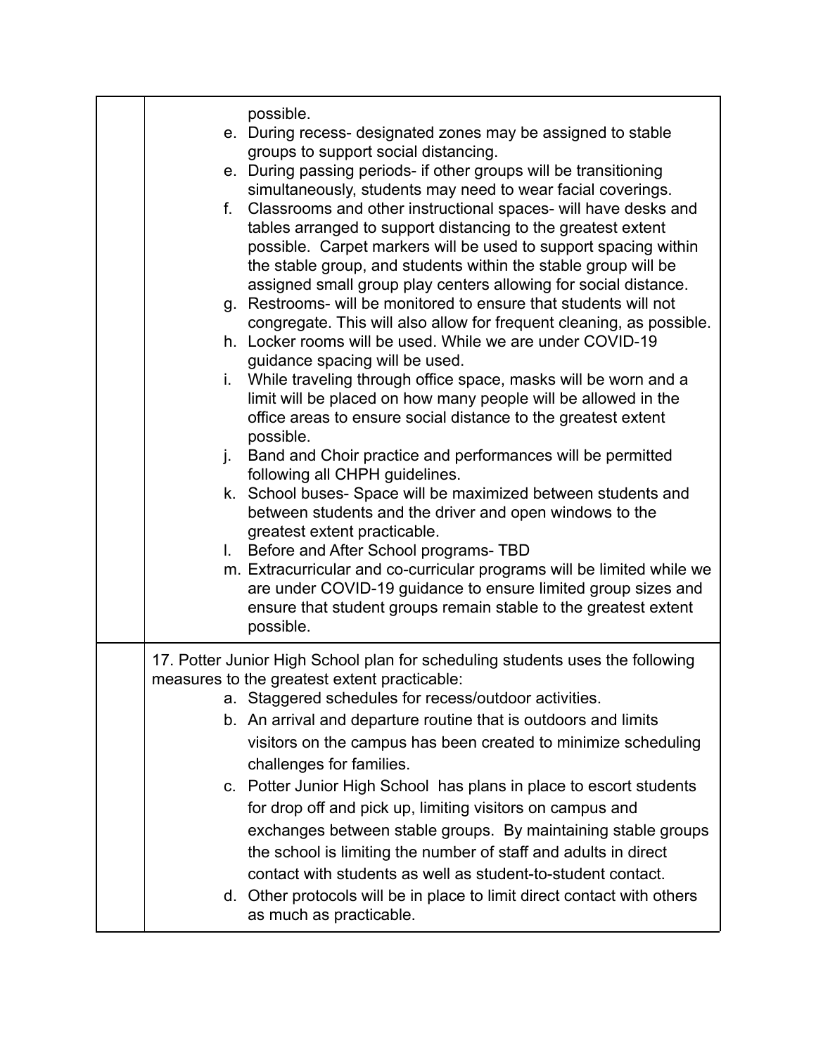| | |
|---|---|
| | possible.<br>e. During recess- designated zones may be assigned to stable groups to support social distancing.<br>e. During passing periods- if other groups will be transitioning simultaneously, students may need to wear facial coverings.<br>f. Classrooms and other instructional spaces- will have desks and tables arranged to support distancing to the greatest extent possible. Carpet markers will be used to support spacing within the stable group, and students within the stable group will be assigned small group play centers allowing for social distance.<br>g. Restrooms- will be monitored to ensure that students will not congregate. This will also allow for frequent cleaning, as possible.<br>h. Locker rooms will be used. While we are under COVID-19 guidance spacing will be used.<br>i. While traveling through office space, masks will be worn and a limit will be placed on how many people will be allowed in the office areas to ensure social distance to the greatest extent possible.<br>j. Band and Choir practice and performances will be permitted following all CHPH guidelines.<br>k. School buses- Space will be maximized between students and between students and the driver and open windows to the greatest extent practicable.<br>l. Before and After School programs- TBD<br>m. Extracurricular and co-curricular programs will be limited while we are under COVID-19 guidance to ensure limited group sizes and ensure that student groups remain stable to the greatest extent possible. |
| | 17. Potter Junior High School plan for scheduling students uses the following measures to the greatest extent practicable:<br>a. Staggered schedules for recess/outdoor activities.<br>b. An arrival and departure routine that is outdoors and limits visitors on the campus has been created to minimize scheduling challenges for families.<br>c. Potter Junior High School has plans in place to escort students for drop off and pick up, limiting visitors on campus and exchanges between stable groups. By maintaining stable groups the school is limiting the number of staff and adults in direct contact with students as well as student-to-student contact.<br>d. Other protocols will be in place to limit direct contact with others as much as practicable. |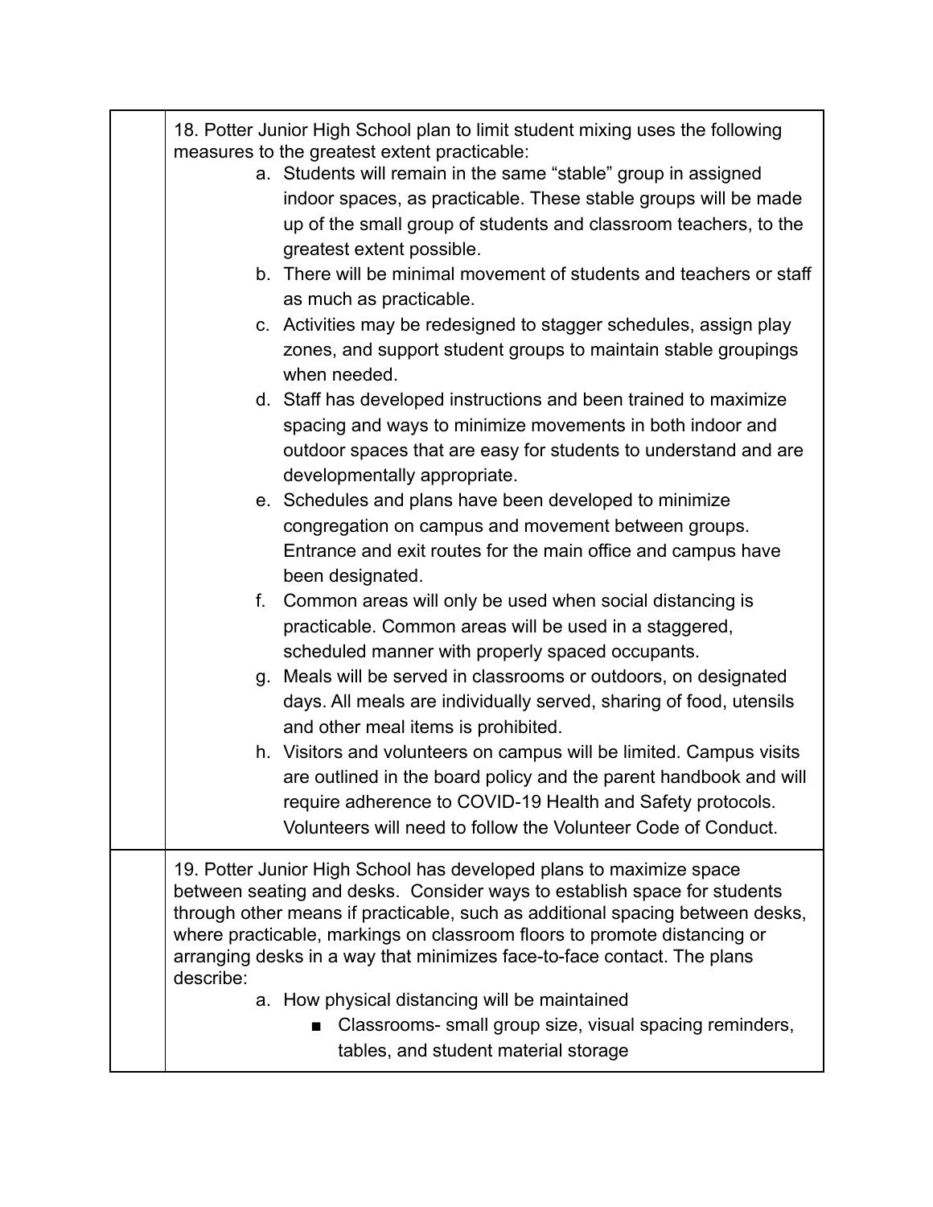| | |
|---|---|
| | 18. Potter Junior High School plan to limit student mixing uses the following measures to the greatest extent practicable:<br>a. Students will remain in the same "stable" group in assigned indoor spaces, as practicable. These stable groups will be made up of the small group of students and classroom teachers, to the greatest extent possible.<br>b. There will be minimal movement of students and teachers or staff as much as practicable.<br>c. Activities may be redesigned to stagger schedules, assign play zones, and support student groups to maintain stable groupings when needed.<br>d. Staff has developed instructions and been trained to maximize spacing and ways to minimize movements in both indoor and outdoor spaces that are easy for students to understand and are developmentally appropriate.<br>e. Schedules and plans have been developed to minimize congregation on campus and movement between groups. Entrance and exit routes for the main office and campus have been designated.<br>f. Common areas will only be used when social distancing is practicable. Common areas will be used in a staggered, scheduled manner with properly spaced occupants.<br>g. Meals will be served in classrooms or outdoors, on designated days. All meals are individually served, sharing of food, utensils and other meal items is prohibited.<br>h. Visitors and volunteers on campus will be limited. Campus visits are outlined in the board policy and the parent handbook and will require adherence to COVID-19 Health and Safety protocols. Volunteers will need to follow the Volunteer Code of Conduct. |
| | 19. Potter Junior High School has developed plans to maximize space between seating and desks. Consider ways to establish space for students through other means if practicable, such as additional spacing between desks, where practicable, markings on classroom floors to promote distancing or arranging desks in a way that minimizes face-to-face contact. The plans describe:<br>a. How physical distancing will be maintained<br>■ Classrooms- small group size, visual spacing reminders, tables, and student material storage |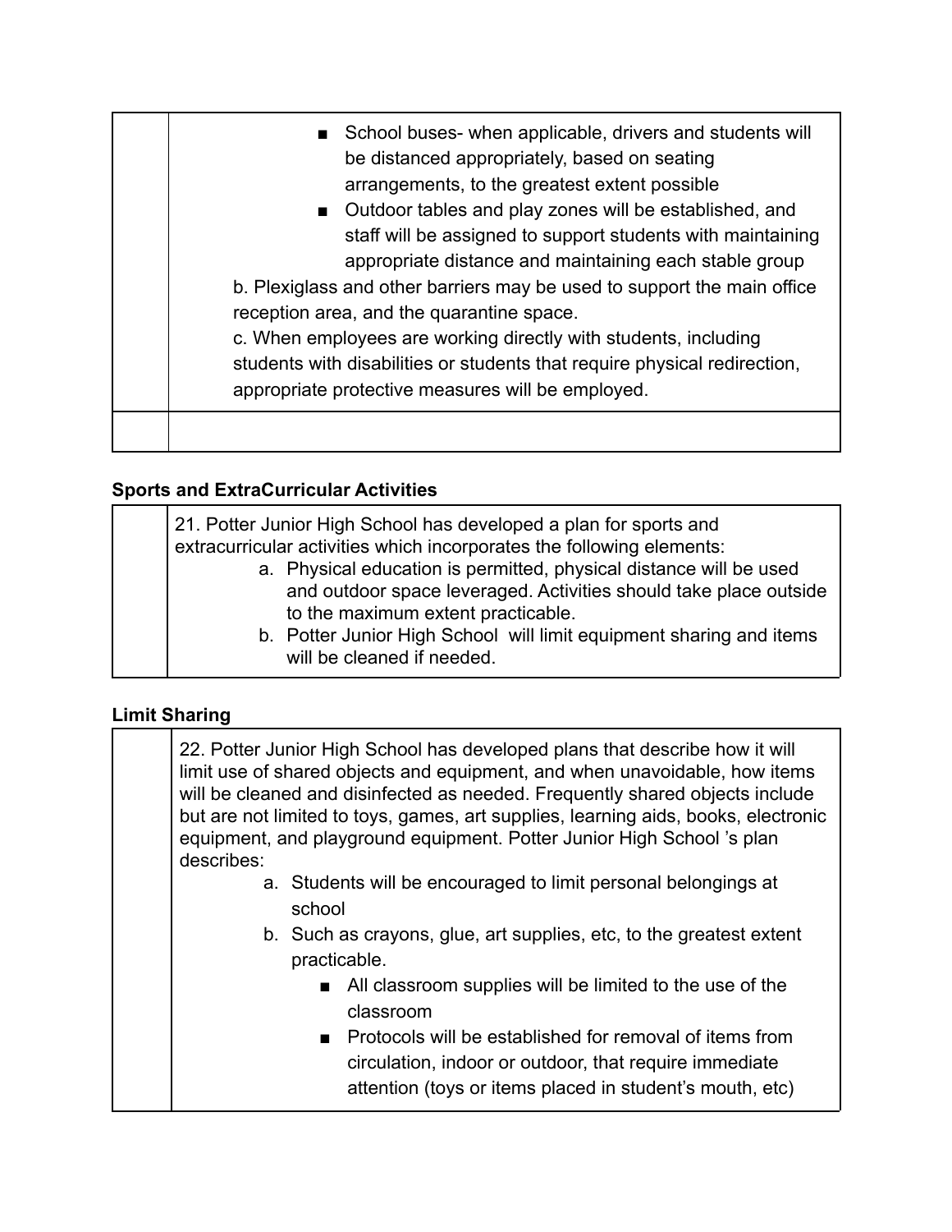| | |
|---|---|
| | ■ School buses- when applicable, drivers and students will be distanced appropriately, based on seating arrangements, to the greatest extent possible<br>■ Outdoor tables and play zones will be established, and staff will be assigned to support students with maintaining appropriate distance and maintaining each stable group<br>b. Plexiglass and other barriers may be used to support the main office reception area, and the quarantine space.<br>c. When employees are working directly with students, including students with disabilities or students that require physical redirection, appropriate protective measures will be employed. |
| | |

**Sports and ExtraCurricular Activities**

| | |
|---|---|
| | 21. Potter Junior High School has developed a plan for sports and extracurricular activities which incorporates the following elements:<br>a. Physical education is permitted, physical distance will be used and outdoor space leveraged. Activities should take place outside to the maximum extent practicable.<br>b. Potter Junior High School will limit equipment sharing and items will be cleaned if needed. |

**Limit Sharing**

| | |
|---|---|
| | 22. Potter Junior High School has developed plans that describe how it will limit use of shared objects and equipment, and when unavoidable, how items will be cleaned and disinfected as needed. Frequently shared objects include but are not limited to toys, games, art supplies, learning aids, books, electronic equipment, and playground equipment. Potter Junior High School 's plan describes:<br>a. Students will be encouraged to limit personal belongings at school<br>b. Such as crayons, glue, art supplies, etc, to the greatest extent practicable.<br>■ All classroom supplies will be limited to the use of the classroom<br>■ Protocols will be established for removal of items from circulation, indoor or outdoor, that require immediate attention (toys or items placed in student's mouth, etc) |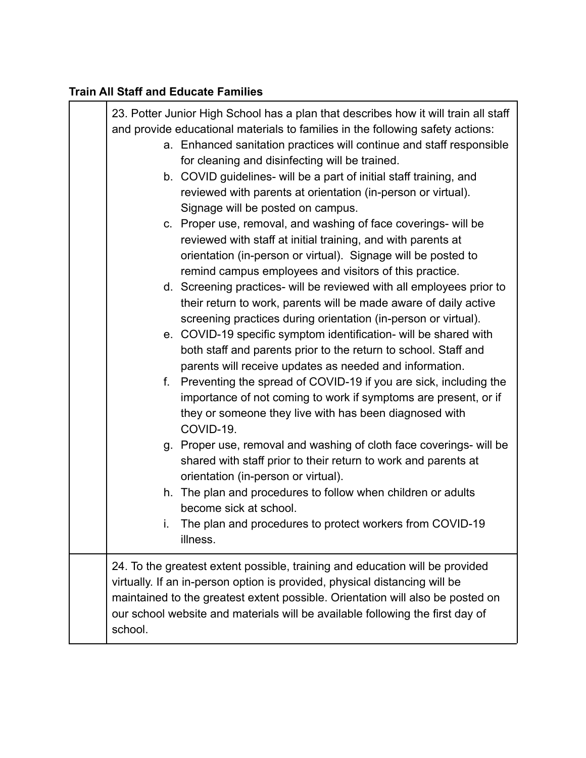**Train All Staff and Educate Families**

| | |
|---|---|
| | 23. Potter Junior High School has a plan that describes how it will train all staff and provide educational materials to families in the following safety actions:<br>a. Enhanced sanitation practices will continue and staff responsible for cleaning and disinfecting will be trained.<br>b. COVID guidelines- will be a part of initial staff training, and reviewed with parents at orientation (in-person or virtual). Signage will be posted on campus.<br>c. Proper use, removal, and washing of face coverings- will be reviewed with staff at initial training, and with parents at orientation (in-person or virtual). Signage will be posted to remind campus employees and visitors of this practice.<br>d. Screening practices- will be reviewed with all employees prior to their return to work, parents will be made aware of daily active screening practices during orientation (in-person or virtual).<br>e. COVID-19 specific symptom identification- will be shared with both staff and parents prior to the return to school. Staff and parents will receive updates as needed and information.<br>f. Preventing the spread of COVID-19 if you are sick, including the importance of not coming to work if symptoms are present, or if they or someone they live with has been diagnosed with COVID-19.<br>g. Proper use, removal and washing of cloth face coverings- will be shared with staff prior to their return to work and parents at orientation (in-person or virtual).<br>h. The plan and procedures to follow when children or adults become sick at school.<br>i. The plan and procedures to protect workers from COVID-19 illness. |
| | 24. To the greatest extent possible, training and education will be provided virtually. If an in-person option is provided, physical distancing will be maintained to the greatest extent possible. Orientation will also be posted on our school website and materials will be available following the first day of school. |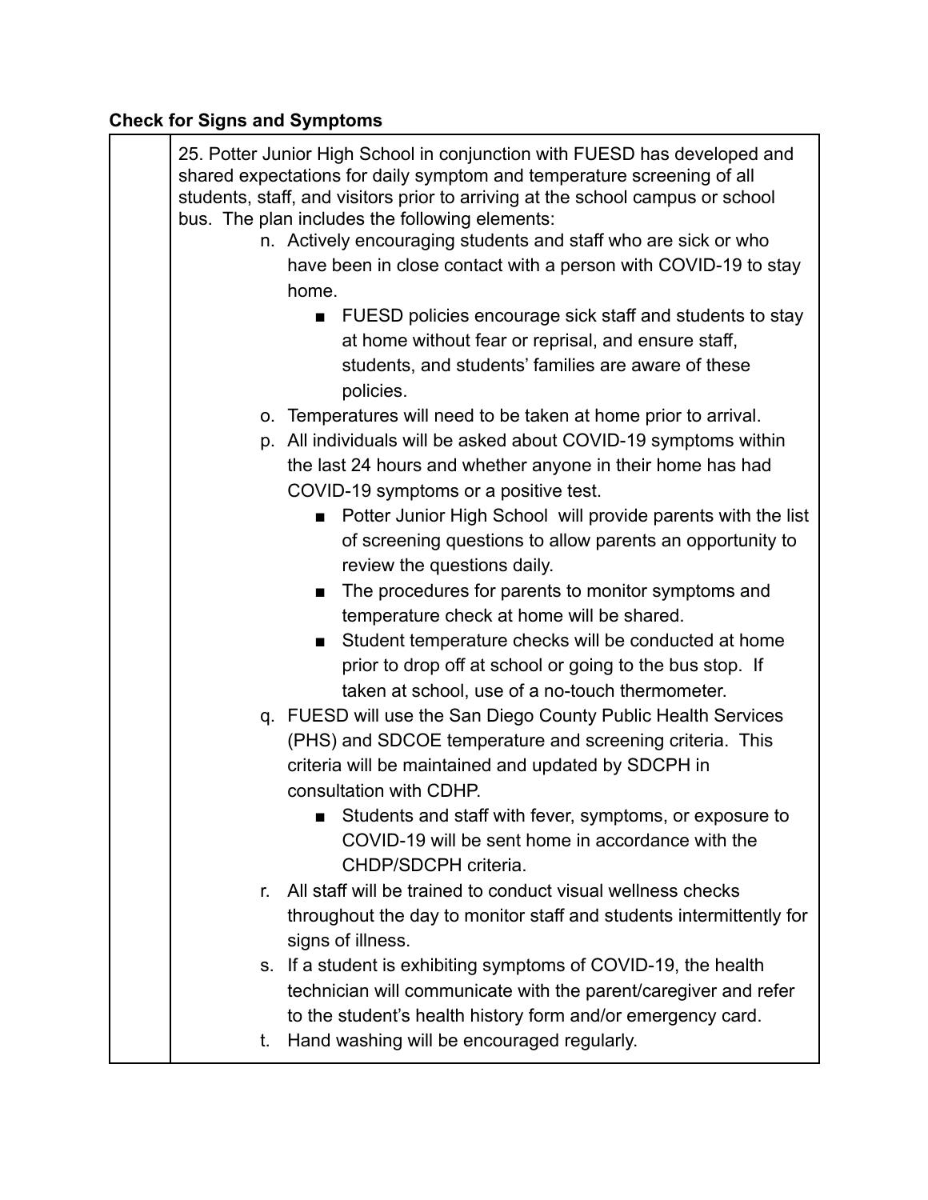**Check for Signs and Symptoms**

| | 25. Potter Junior High School in conjunction with FUESD has developed and shared expectations for daily symptom and temperature screening of all students, staff, and visitors prior to arriving at the school campus or school bus. The plan includes the following elements:<br>n. Actively encouraging students and staff who are sick or who have been in close contact with a person with COVID-19 to stay home.<br>■ FUESD policies encourage sick staff and students to stay at home without fear or reprisal, and ensure staff, students, and students' families are aware of these policies.<br>o. Temperatures will need to be taken at home prior to arrival.<br>p. All individuals will be asked about COVID-19 symptoms within the last 24 hours and whether anyone in their home has had COVID-19 symptoms or a positive test.<br>■ Potter Junior High School will provide parents with the list of screening questions to allow parents an opportunity to review the questions daily.<br>■ The procedures for parents to monitor symptoms and temperature check at home will be shared.<br>■ Student temperature checks will be conducted at home prior to drop off at school or going to the bus stop. If taken at school, use of a no-touch thermometer.<br>q. FUESD will use the San Diego County Public Health Services (PHS) and SDCOE temperature and screening criteria. This criteria will be maintained and updated by SDCPH in consultation with CDHP.<br>■ Students and staff with fever, symptoms, or exposure to COVID-19 will be sent home in accordance with the CHDP/SDCPH criteria.<br>r. All staff will be trained to conduct visual wellness checks throughout the day to monitor staff and students intermittently for signs of illness.<br>s. If a student is exhibiting symptoms of COVID-19, the health technician will communicate with the parent/caregiver and refer to the student's health history form and/or emergency card.<br>t. Hand washing will be encouraged regularly. |
|---|---|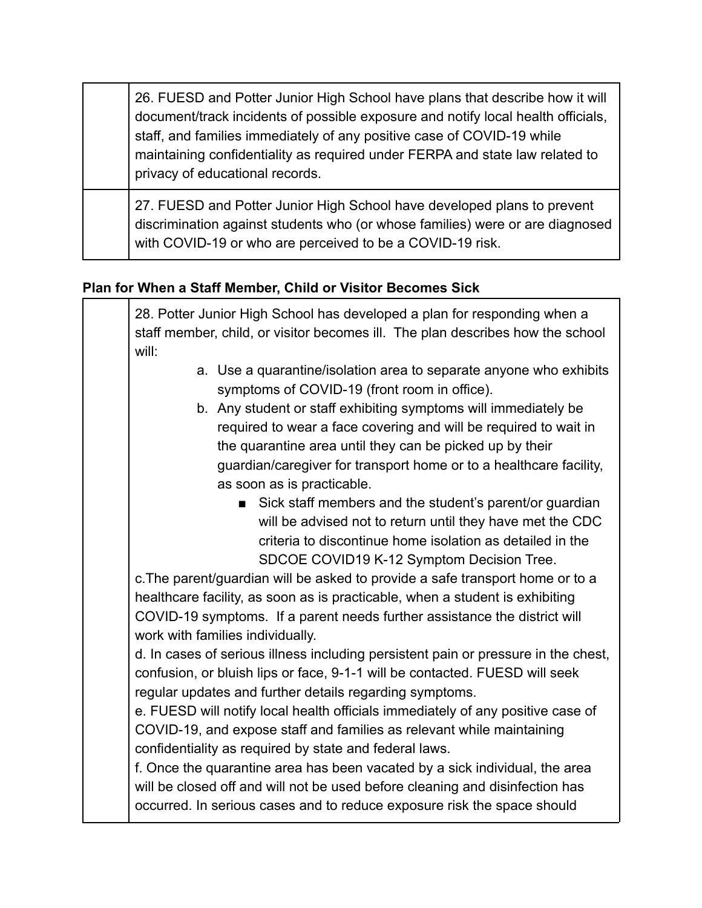| | |
|---|---|
| | 26. FUESD and Potter Junior High School have plans that describe how it will document/track incidents of possible exposure and notify local health officials, staff, and families immediately of any positive case of COVID-19 while maintaining confidentiality as required under FERPA and state law related to privacy of educational records. |
| | 27. FUESD and Potter Junior High School have developed plans to prevent discrimination against students who (or whose families) were or are diagnosed with COVID-19 or who are perceived to be a COVID-19 risk. |

**Plan for When a Staff Member, Child or Visitor Becomes Sick**

| | |
|---|---|
| | 28. Potter Junior High School has developed a plan for responding when a staff member, child, or visitor becomes ill. The plan describes how the school will:<br>a. Use a quarantine/isolation area to separate anyone who exhibits symptoms of COVID-19 (front room in office).<br>b. Any student or staff exhibiting symptoms will immediately be required to wear a face covering and will be required to wait in the quarantine area until they can be picked up by their guardian/caregiver for transport home or to a healthcare facility, as soon as is practicable.<br>■ Sick staff members and the student's parent/or guardian will be advised not to return until they have met the CDC criteria to discontinue home isolation as detailed in the SDCOE COVID19 K-12 Symptom Decision Tree.<br>c.The parent/guardian will be asked to provide a safe transport home or to a healthcare facility, as soon as is practicable, when a student is exhibiting COVID-19 symptoms. If a parent needs further assistance the district will work with families individually.<br>d. In cases of serious illness including persistent pain or pressure in the chest, confusion, or bluish lips or face, 9-1-1 will be contacted. FUESD will seek regular updates and further details regarding symptoms.<br>e. FUESD will notify local health officials immediately of any positive case of COVID-19, and expose staff and families as relevant while maintaining confidentiality as required by state and federal laws.<br>f. Once the quarantine area has been vacated by a sick individual, the area will be closed off and will not be used before cleaning and disinfection has occurred. In serious cases and to reduce exposure risk the space should |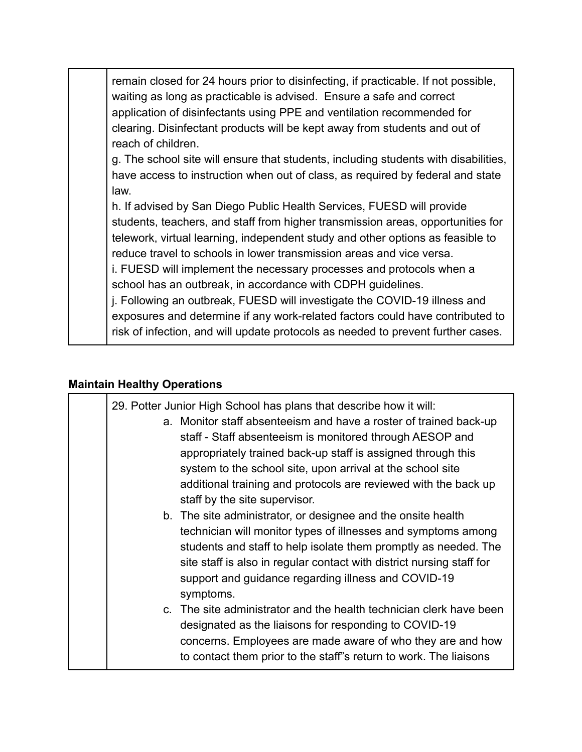| | |
|---|---|
| | remain closed for 24 hours prior to disinfecting, if practicable. If not possible, waiting as long as practicable is advised. Ensure a safe and correct application of disinfectants using PPE and ventilation recommended for clearing. Disinfectant products will be kept away from students and out of reach of children.<br>g. The school site will ensure that students, including students with disabilities, have access to instruction when out of class, as required by federal and state law.<br>h. If advised by San Diego Public Health Services, FUESD will provide students, teachers, and staff from higher transmission areas, opportunities for telework, virtual learning, independent study and other options as feasible to reduce travel to schools in lower transmission areas and vice versa.<br>i. FUESD will implement the necessary processes and protocols when a school has an outbreak, in accordance with CDPH guidelines.<br>j. Following an outbreak, FUESD will investigate the COVID-19 illness and exposures and determine if any work-related factors could have contributed to risk of infection, and will update protocols as needed to prevent further cases. |

**Maintain Healthy Operations**

| | |
|---|---|
| | 29. Potter Junior High School has plans that describe how it will:<br>a. Monitor staff absenteeism and have a roster of trained back-up staff - Staff absenteeism is monitored through AESOP and appropriately trained back-up staff is assigned through this system to the school site, upon arrival at the school site additional training and protocols are reviewed with the back up staff by the site supervisor.<br>b. The site administrator, or designee and the onsite health technician will monitor types of illnesses and symptoms among students and staff to help isolate them promptly as needed. The site staff is also in regular contact with district nursing staff for support and guidance regarding illness and COVID-19 symptoms.<br>c. The site administrator and the health technician clerk have been designated as the liaisons for responding to COVID-19 concerns. Employees are made aware of who they are and how to contact them prior to the staff"s return to work. The liaisons |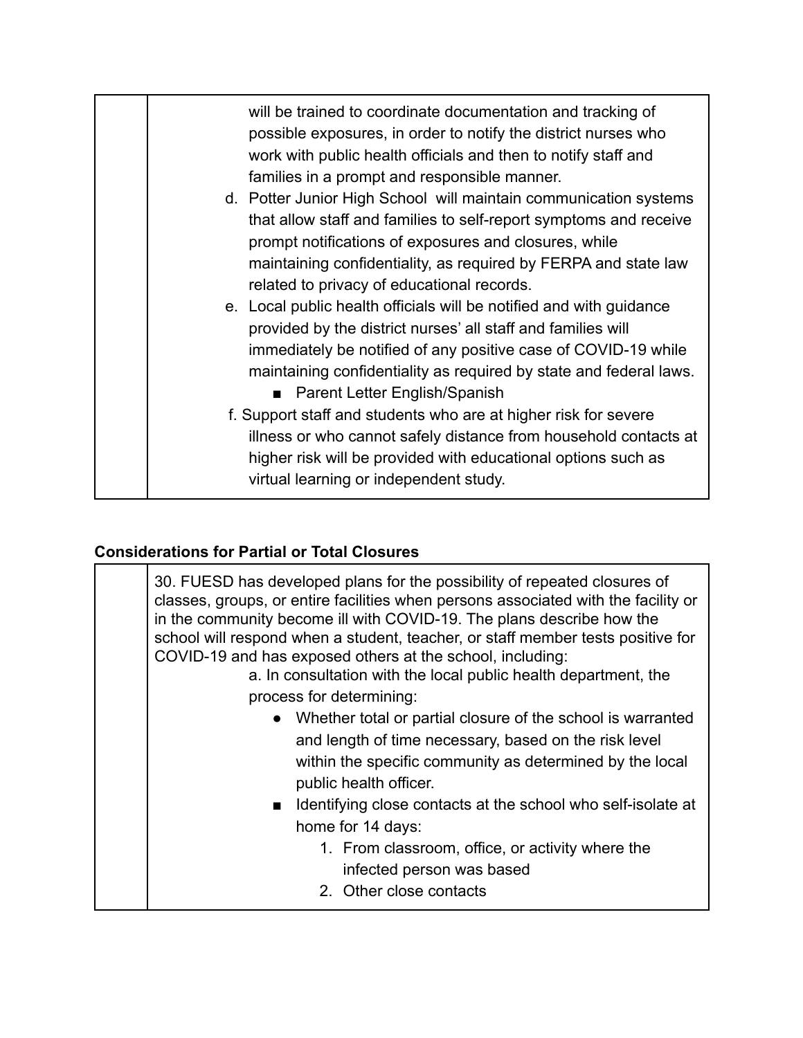| | will be trained to coordinate documentation and tracking of possible exposures, in order to notify the district nurses who work with public health officials and then to notify staff and families in a prompt and responsible manner.<br>d. Potter Junior High School will maintain communication systems that allow staff and families to self-report symptoms and receive prompt notifications of exposures and closures, while maintaining confidentiality, as required by FERPA and state law related to privacy of educational records.<br>e. Local public health officials will be notified and with guidance provided by the district nurses' all staff and families will immediately be notified of any positive case of COVID-19 while maintaining confidentiality as required by state and federal laws.<br>■ Parent Letter English/Spanish<br>f. Support staff and students who are at higher risk for severe illness or who cannot safely distance from household contacts at higher risk will be provided with educational options such as virtual learning or independent study. |
|---|---|

**Considerations for Partial or Total Closures**

| | 30. FUESD has developed plans for the possibility of repeated closures of classes, groups, or entire facilities when persons associated with the facility or in the community become ill with COVID-19. The plans describe how the school will respond when a student, teacher, or staff member tests positive for COVID-19 and has exposed others at the school, including:<br>a. In consultation with the local public health department, the process for determining:<br>● Whether total or partial closure of the school is warranted and length of time necessary, based on the risk level within the specific community as determined by the local public health officer.<br>■ Identifying close contacts at the school who self-isolate at home for 14 days:<br>1. From classroom, office, or activity where the infected person was based<br>2. Other close contacts |
|---|---|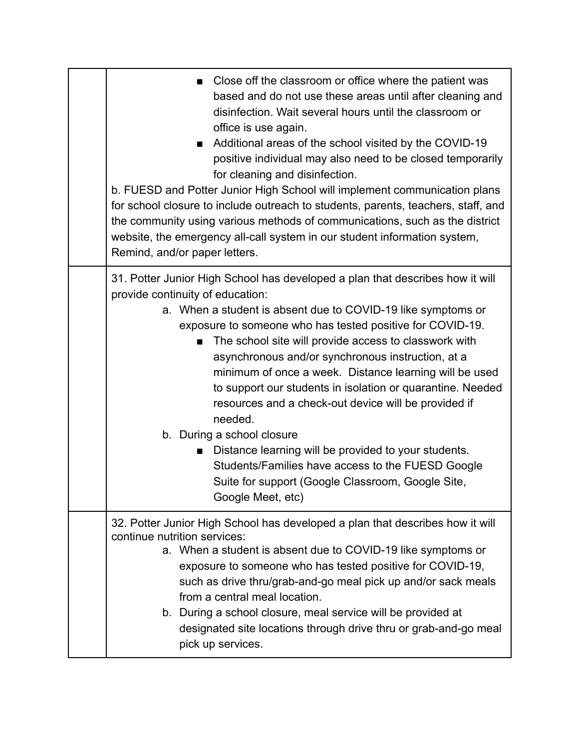| | |
|---|---|
| | ■ Close off the classroom or office where the patient was based and do not use these areas until after cleaning and disinfection. Wait several hours until the classroom or office is use again.<br>■ Additional areas of the school visited by the COVID-19 positive individual may also need to be closed temporarily for cleaning and disinfection.<br>b. FUESD and Potter Junior High School will implement communication plans for school closure to include outreach to students, parents, teachers, staff, and the community using various methods of communications, such as the district website, the emergency all-call system in our student information system, Remind, and/or paper letters. |
| | 31. Potter Junior High School has developed a plan that describes how it will provide continuity of education:<br>a. When a student is absent due to COVID-19 like symptoms or exposure to someone who has tested positive for COVID-19.<br>■ The school site will provide access to classwork with asynchronous and/or synchronous instruction, at a minimum of once a week. Distance learning will be used to support our students in isolation or quarantine. Needed resources and a check-out device will be provided if needed.<br>b. During a school closure<br>■ Distance learning will be provided to your students. Students/Families have access to the FUESD Google Suite for support (Google Classroom, Google Site, Google Meet, etc) |
| | 32. Potter Junior High School has developed a plan that describes how it will continue nutrition services:<br>a. When a student is absent due to COVID-19 like symptoms or exposure to someone who has tested positive for COVID-19, such as drive thru/grab-and-go meal pick up and/or sack meals from a central meal location.<br>b. During a school closure, meal service will be provided at designated site locations through drive thru or grab-and-go meal pick up services. |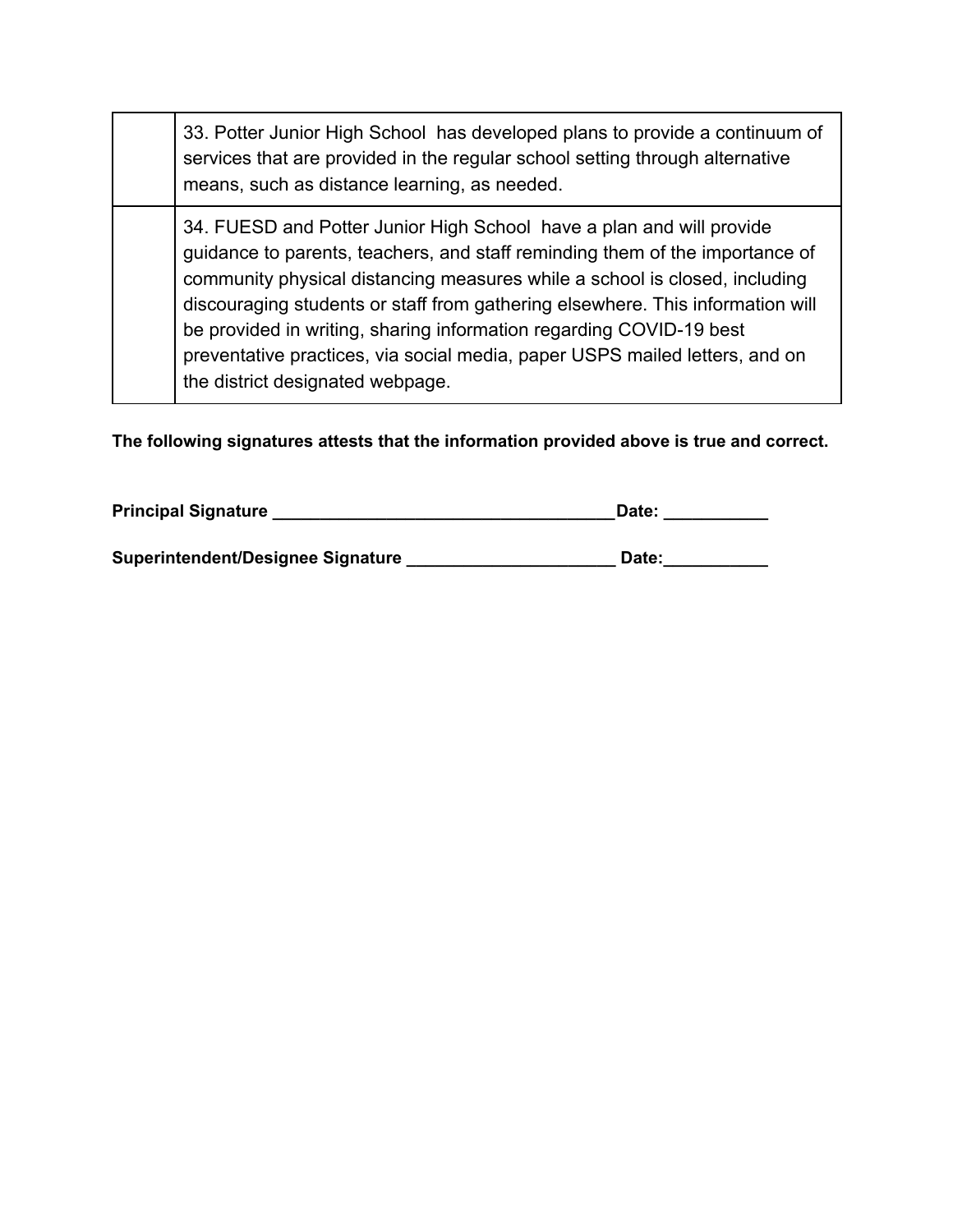| | |
|---|---|
| | 33. Potter Junior High School has developed plans to provide a continuum of services that are provided in the regular school setting through alternative means, such as distance learning, as needed. |
| | 34. FUESD and Potter Junior High School have a plan and will provide guidance to parents, teachers, and staff reminding them of the importance of community physical distancing measures while a school is closed, including discouraging students or staff from gathering elsewhere. This information will be provided in writing, sharing information regarding COVID-19 best preventative practices, via social media, paper USPS mailed letters, and on the district designated webpage. |

**The following signatures attests that the information provided above is true and correct.**

**Principal Signature _____________________________________Date: ___________**

**Superintendent/Designee Signature ______________________ Date:___________**